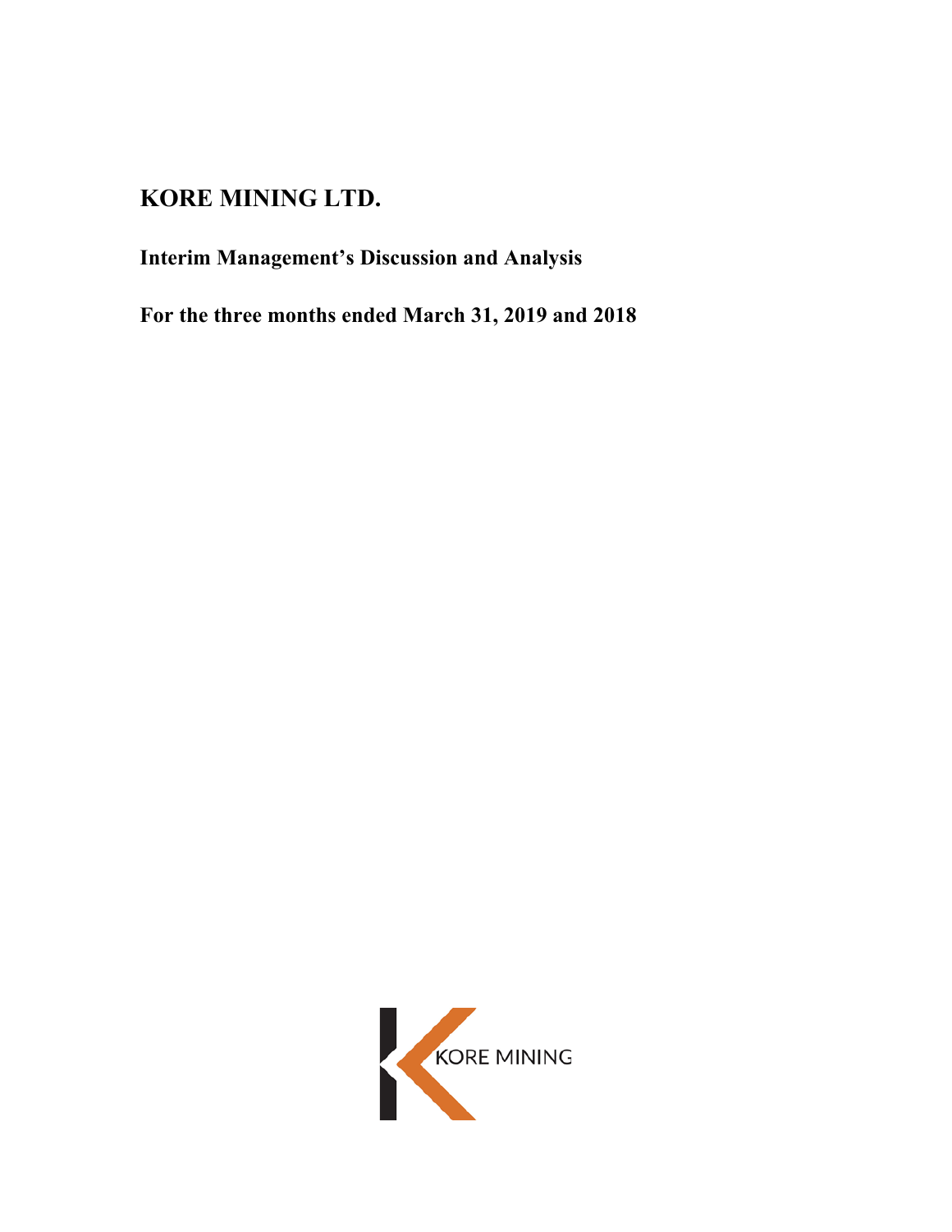# KORE MINING LTD.

## Interim Management's Discussion and Analysis

## For the three months ended March 31, 2019 and 2018

KORE MINING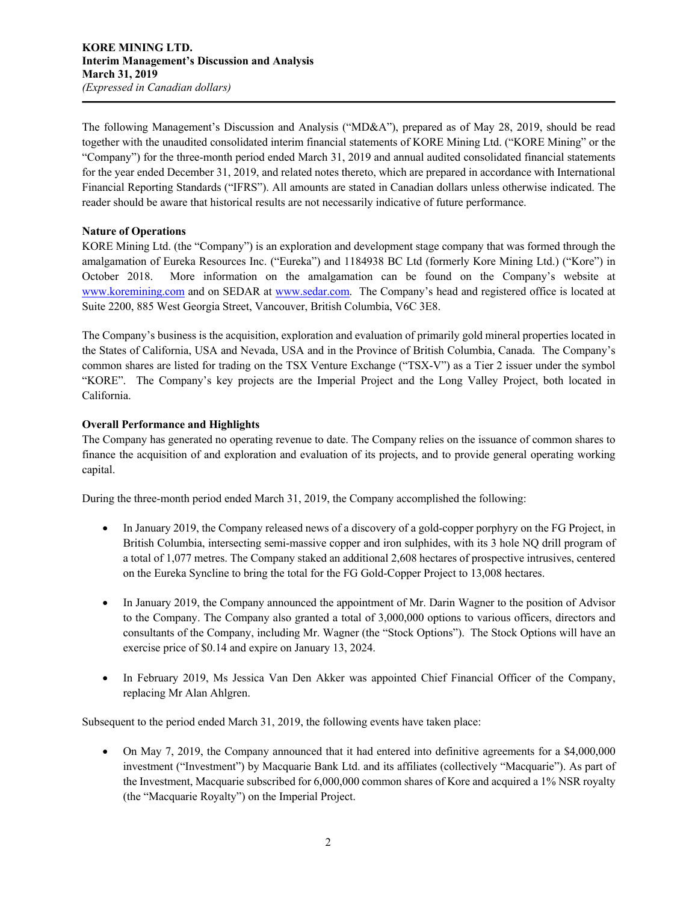**KORE MINING LTD.**
**Interim Management's Discussion and Analysis**
**March 31, 2019**
*(Expressed in Canadian dollars)*

The following Management's Discussion and Analysis ("MD&A"), prepared as of May 28, 2019, should be read together with the unaudited consolidated interim financial statements of KORE Mining Ltd. ("KORE Mining" or the "Company") for the three-month period ended March 31, 2019 and annual audited consolidated financial statements for the year ended December 31, 2019, and related notes thereto, which are prepared in accordance with International Financial Reporting Standards ("IFRS"). All amounts are stated in Canadian dollars unless otherwise indicated. The reader should be aware that historical results are not necessarily indicative of future performance.

**Nature of Operations**

KORE Mining Ltd. (the "Company") is an exploration and development stage company that was formed through the amalgamation of Eureka Resources Inc. ("Eureka") and 1184938 BC Ltd (formerly Kore Mining Ltd.) ("Kore") in October 2018. More information on the amalgamation can be found on the Company's website at www.koremining.com and on SEDAR at www.sedar.com. The Company's head and registered office is located at Suite 2200, 885 West Georgia Street, Vancouver, British Columbia, V6C 3E8.

The Company's business is the acquisition, exploration and evaluation of primarily gold mineral properties located in the States of California, USA and Nevada, USA and in the Province of British Columbia, Canada. The Company's common shares are listed for trading on the TSX Venture Exchange ("TSX-V") as a Tier 2 issuer under the symbol "KORE". The Company's key projects are the Imperial Project and the Long Valley Project, both located in California.

**Overall Performance and Highlights**

The Company has generated no operating revenue to date. The Company relies on the issuance of common shares to finance the acquisition of and exploration and evaluation of its projects, and to provide general operating working capital.

During the three-month period ended March 31, 2019, the Company accomplished the following:

- In January 2019, the Company released news of a discovery of a gold-copper porphyry on the FG Project, in British Columbia, intersecting semi-massive copper and iron sulphides, with its 3 hole NQ drill program of a total of 1,077 metres. The Company staked an additional 2,608 hectares of prospective intrusives, centered on the Eureka Syncline to bring the total for the FG Gold-Copper Project to 13,008 hectares.

- In January 2019, the Company announced the appointment of Mr. Darin Wagner to the position of Advisor to the Company. The Company also granted a total of 3,000,000 options to various officers, directors and consultants of the Company, including Mr. Wagner (the "Stock Options"). The Stock Options will have an exercise price of $0.14 and expire on January 13, 2024.

- In February 2019, Ms Jessica Van Den Akker was appointed Chief Financial Officer of the Company, replacing Mr Alan Ahlgren.

Subsequent to the period ended March 31, 2019, the following events have taken place:

- On May 7, 2019, the Company announced that it had entered into definitive agreements for a $4,000,000 investment ("Investment") by Macquarie Bank Ltd. and its affiliates (collectively "Macquarie"). As part of the Investment, Macquarie subscribed for 6,000,000 common shares of Kore and acquired a 1% NSR royalty (the "Macquarie Royalty") on the Imperial Project.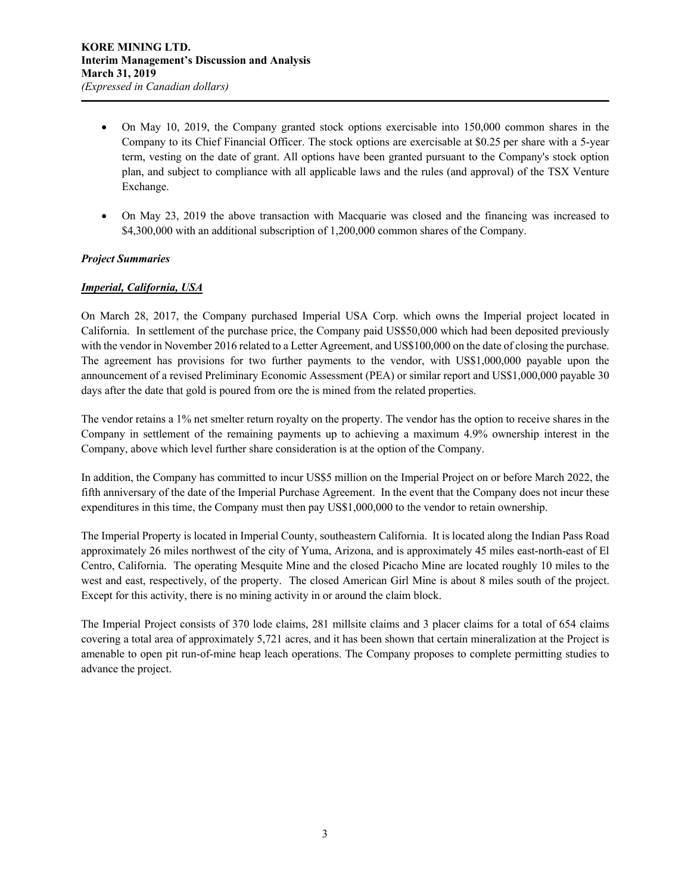- On May 10, 2019, the Company granted stock options exercisable into 150,000 common shares in the Company to its Chief Financial Officer. The stock options are exercisable at $0.25 per share with a 5-year term, vesting on the date of grant. All options have been granted pursuant to the Company's stock option plan, and subject to compliance with all applicable laws and the rules (and approval) of the TSX Venture Exchange.

- On May 23, 2019 the above transaction with Macquarie was closed and the financing was increased to $4,300,000 with an additional subscription of 1,200,000 common shares of the Company.

***Project Summaries***

***Imperial, California, USA***

On March 28, 2017, the Company purchased Imperial USA Corp. which owns the Imperial project located in California. In settlement of the purchase price, the Company paid US$50,000 which had been deposited previously with the vendor in November 2016 related to a Letter Agreement, and US$100,000 on the date of closing the purchase. The agreement has provisions for two further payments to the vendor, with US$1,000,000 payable upon the announcement of a revised Preliminary Economic Assessment (PEA) or similar report and US$1,000,000 payable 30 days after the date that gold is poured from ore the is mined from the related properties.

The vendor retains a 1% net smelter return royalty on the property. The vendor has the option to receive shares in the Company in settlement of the remaining payments up to achieving a maximum 4.9% ownership interest in the Company, above which level further share consideration is at the option of the Company.

In addition, the Company has committed to incur US$5 million on the Imperial Project on or before March 2022, the fifth anniversary of the date of the Imperial Purchase Agreement. In the event that the Company does not incur these expenditures in this time, the Company must then pay US$1,000,000 to the vendor to retain ownership.

The Imperial Property is located in Imperial County, southeastern California. It is located along the Indian Pass Road approximately 26 miles northwest of the city of Yuma, Arizona, and is approximately 45 miles east-north-east of El Centro, California. The operating Mesquite Mine and the closed Picacho Mine are located roughly 10 miles to the west and east, respectively, of the property. The closed American Girl Mine is about 8 miles south of the project. Except for this activity, there is no mining activity in or around the claim block.

The Imperial Project consists of 370 lode claims, 281 millsite claims and 3 placer claims for a total of 654 claims covering a total area of approximately 5,721 acres, and it has been shown that certain mineralization at the Project is amenable to open pit run-of-mine heap leach operations. The Company proposes to complete permitting studies to advance the project.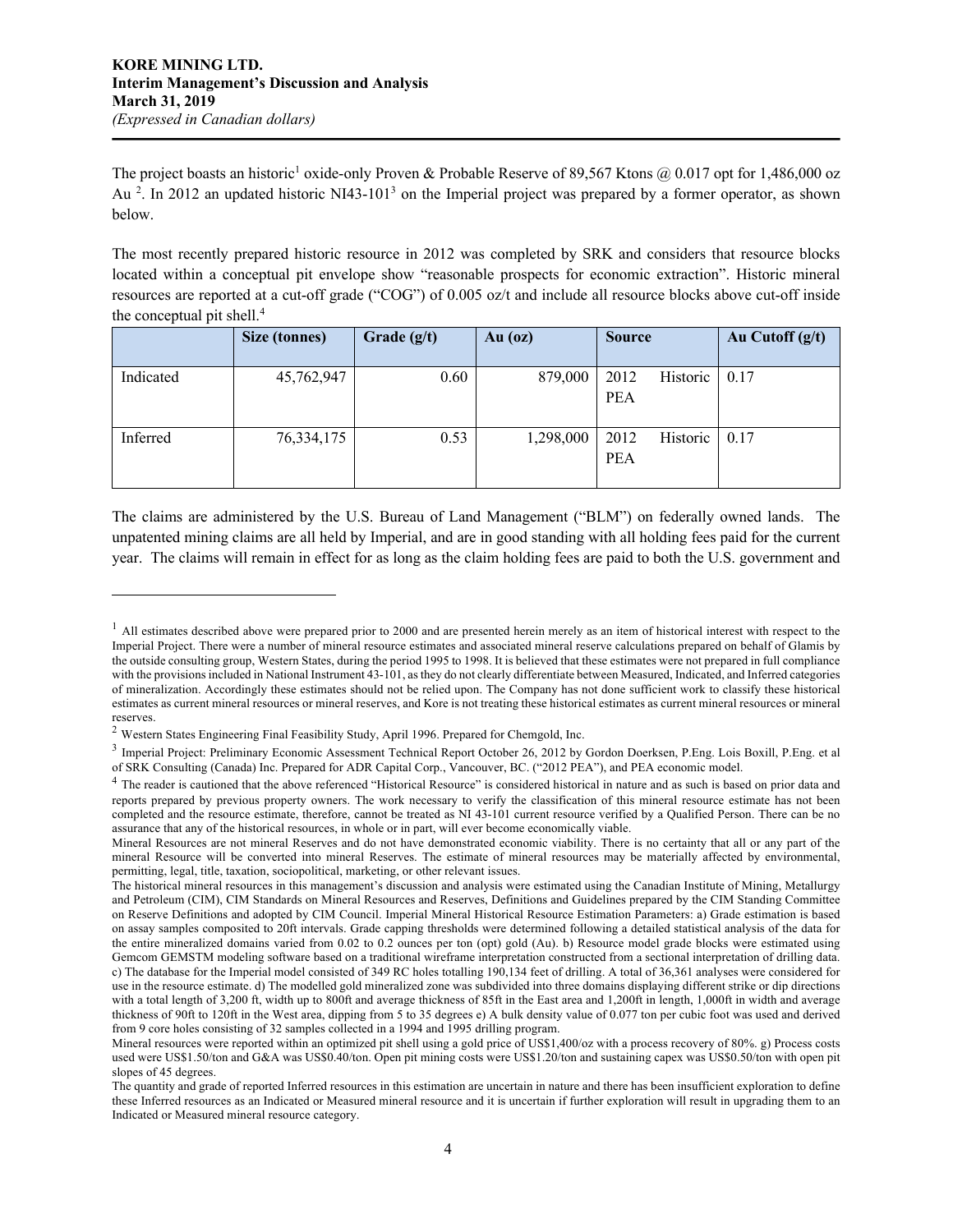The project boasts an historic[1] oxide-only Proven & Probable Reserve of 89,567 Ktons @ 0.017 opt for 1,486,000 oz Au [2]. In 2012 an updated historic NI43-101[3] on the Imperial project was prepared by a former operator, as shown below.

The most recently prepared historic resource in 2012 was completed by SRK and considers that resource blocks located within a conceptual pit envelope show "reasonable prospects for economic extraction". Historic mineral resources are reported at a cut-off grade ("COG") of 0.005 oz/t and include all resource blocks above cut-off inside the conceptual pit shell.[4]

| | Size (tonnes) | Grade (g/t) | Au (oz) | Source | Au Cutoff (g/t) |
|---|---|---|---|---|---|
| Indicated | 45,762,947 | 0.60 | 879,000 | 2012 Historic PEA | 0.17 |
| Inferred | 76,334,175 | 0.53 | 1,298,000 | 2012 Historic PEA | 0.17 |

The claims are administered by the U.S. Bureau of Land Management ("BLM") on federally owned lands. The unpatented mining claims are all held by Imperial, and are in good standing with all holding fees paid for the current year. The claims will remain in effect for as long as the claim holding fees are paid to both the U.S. government and

---

[1] All estimates described above were prepared prior to 2000 and are presented herein merely as an item of historical interest with respect to the Imperial Project. There were a number of mineral resource estimates and associated mineral reserve calculations prepared on behalf of Glamis by the outside consulting group, Western States, during the period 1995 to 1998. It is believed that these estimates were not prepared in full compliance with the provisions included in National Instrument 43-101, as they do not clearly differentiate between Measured, Indicated, and Inferred categories of mineralization. Accordingly these estimates should not be relied upon. The Company has not done sufficient work to classify these historical estimates as current mineral resources or mineral reserves, and Kore is not treating these historical estimates as current mineral resources or mineral reserves.

[2] Western States Engineering Final Feasibility Study, April 1996. Prepared for Chemgold, Inc.

[3] Imperial Project: Preliminary Economic Assessment Technical Report October 26, 2012 by Gordon Doerksen, P.Eng. Lois Boxill, P.Eng. et al of SRK Consulting (Canada) Inc. Prepared for ADR Capital Corp., Vancouver, BC. ("2012 PEA"), and PEA economic model.

[4] The reader is cautioned that the above referenced "Historical Resource" is considered historical in nature and as such is based on prior data and reports prepared by previous property owners. The work necessary to verify the classification of this mineral resource estimate has not been completed and the resource estimate, therefore, cannot be treated as NI 43-101 current resource verified by a Qualified Person. There can be no assurance that any of the historical resources, in whole or in part, will ever become economically viable.

Mineral Resources are not mineral Reserves and do not have demonstrated economic viability. There is no certainty that all or any part of the mineral Resource will be converted into mineral Reserves. The estimate of mineral resources may be materially affected by environmental, permitting, legal, title, taxation, sociopolitical, marketing, or other relevant issues.

The historical mineral resources in this management's discussion and analysis were estimated using the Canadian Institute of Mining, Metallurgy and Petroleum (CIM), CIM Standards on Mineral Resources and Reserves, Definitions and Guidelines prepared by the CIM Standing Committee on Reserve Definitions and adopted by CIM Council. Imperial Mineral Historical Resource Estimation Parameters: a) Grade estimation is based on assay samples composited to 20ft intervals. Grade capping thresholds were determined following a detailed statistical analysis of the data for the entire mineralized domains varied from 0.02 to 0.2 ounces per ton (opt) gold (Au). b) Resource model grade blocks were estimated using Gemcom GEMSTM modeling software based on a traditional wireframe interpretation constructed from a sectional interpretation of drilling data. c) The database for the Imperial model consisted of 349 RC holes totalling 190,134 feet of drilling. A total of 36,361 analyses were considered for use in the resource estimate. d) The modelled gold mineralized zone was subdivided into three domains displaying different strike or dip directions with a total length of 3,200 ft, width up to 800ft and average thickness of 85ft in the East area and 1,200ft in length, 1,000ft in width and average thickness of 90ft to 120ft in the West area, dipping from 5 to 35 degrees e) A bulk density value of 0.077 ton per cubic foot was used and derived from 9 core holes consisting of 32 samples collected in a 1994 and 1995 drilling program.

Mineral resources were reported within an optimized pit shell using a gold price of US$1,400/oz with a process recovery of 80%. g) Process costs used were US$1.50/ton and G&A was US$0.40/ton. Open pit mining costs were US$1.20/ton and sustaining capex was US$0.50/ton with open pit slopes of 45 degrees.

The quantity and grade of reported Inferred resources in this estimation are uncertain in nature and there has been insufficient exploration to define these Inferred resources as an Indicated or Measured mineral resource and it is uncertain if further exploration will result in upgrading them to an Indicated or Measured mineral resource category.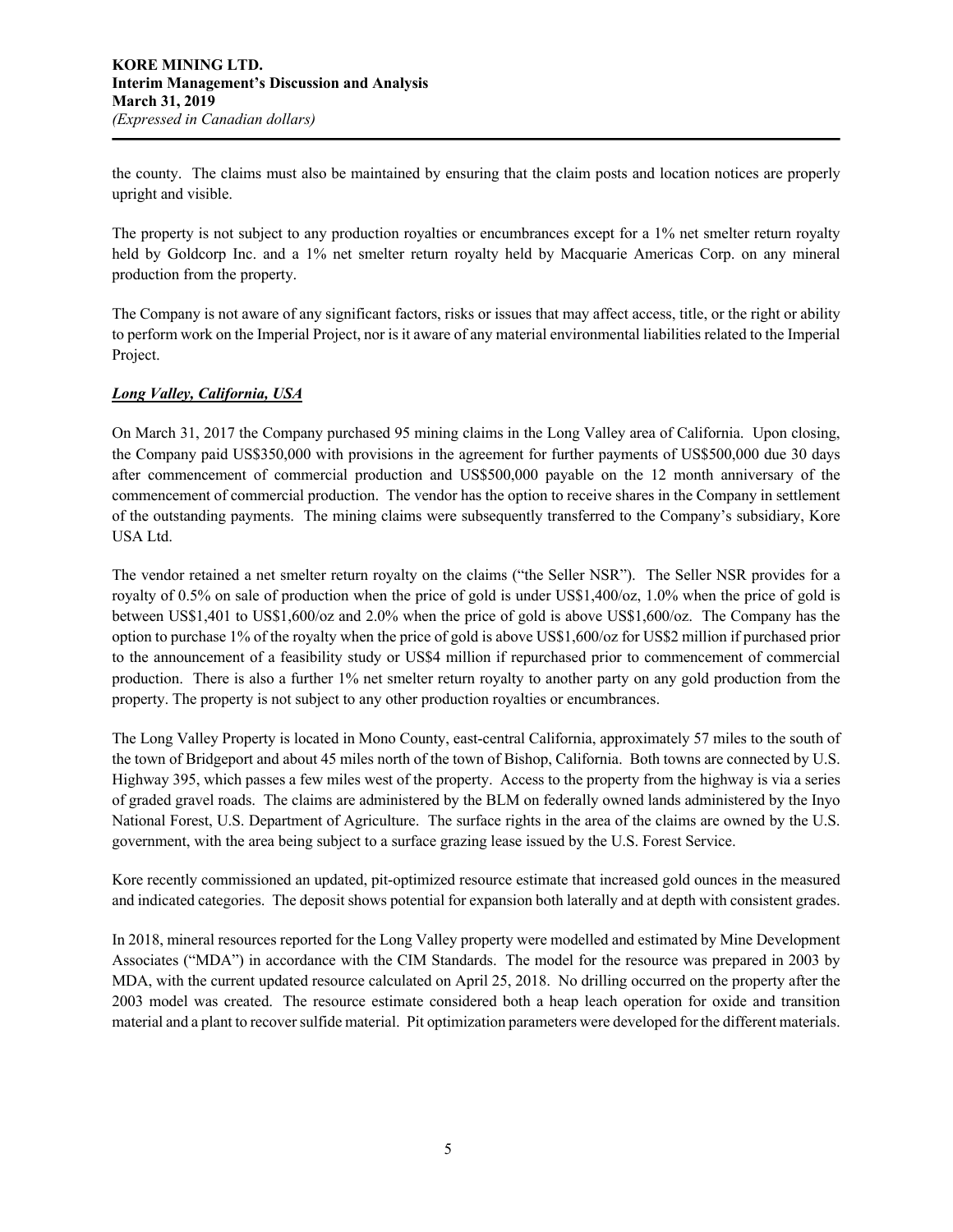the county. The claims must also be maintained by ensuring that the claim posts and location notices are properly upright and visible.

The property is not subject to any production royalties or encumbrances except for a 1% net smelter return royalty held by Goldcorp Inc. and a 1% net smelter return royalty held by Macquarie Americas Corp. on any mineral production from the property.

The Company is not aware of any significant factors, risks or issues that may affect access, title, or the right or ability to perform work on the Imperial Project, nor is it aware of any material environmental liabilities related to the Imperial Project.

***Long Valley, California, USA***

On March 31, 2017 the Company purchased 95 mining claims in the Long Valley area of California. Upon closing, the Company paid US$350,000 with provisions in the agreement for further payments of US$500,000 due 30 days after commencement of commercial production and US$500,000 payable on the 12 month anniversary of the commencement of commercial production. The vendor has the option to receive shares in the Company in settlement of the outstanding payments. The mining claims were subsequently transferred to the Company's subsidiary, Kore USA Ltd.

The vendor retained a net smelter return royalty on the claims ("the Seller NSR"). The Seller NSR provides for a royalty of 0.5% on sale of production when the price of gold is under US$1,400/oz, 1.0% when the price of gold is between US$1,401 to US$1,600/oz and 2.0% when the price of gold is above US$1,600/oz. The Company has the option to purchase 1% of the royalty when the price of gold is above US$1,600/oz for US$2 million if purchased prior to the announcement of a feasibility study or US$4 million if repurchased prior to commencement of commercial production. There is also a further 1% net smelter return royalty to another party on any gold production from the property. The property is not subject to any other production royalties or encumbrances.

The Long Valley Property is located in Mono County, east-central California, approximately 57 miles to the south of the town of Bridgeport and about 45 miles north of the town of Bishop, California. Both towns are connected by U.S. Highway 395, which passes a few miles west of the property. Access to the property from the highway is via a series of graded gravel roads. The claims are administered by the BLM on federally owned lands administered by the Inyo National Forest, U.S. Department of Agriculture. The surface rights in the area of the claims are owned by the U.S. government, with the area being subject to a surface grazing lease issued by the U.S. Forest Service.

Kore recently commissioned an updated, pit-optimized resource estimate that increased gold ounces in the measured and indicated categories. The deposit shows potential for expansion both laterally and at depth with consistent grades.

In 2018, mineral resources reported for the Long Valley property were modelled and estimated by Mine Development Associates ("MDA") in accordance with the CIM Standards. The model for the resource was prepared in 2003 by MDA, with the current updated resource calculated on April 25, 2018. No drilling occurred on the property after the 2003 model was created. The resource estimate considered both a heap leach operation for oxide and transition material and a plant to recover sulfide material. Pit optimization parameters were developed for the different materials.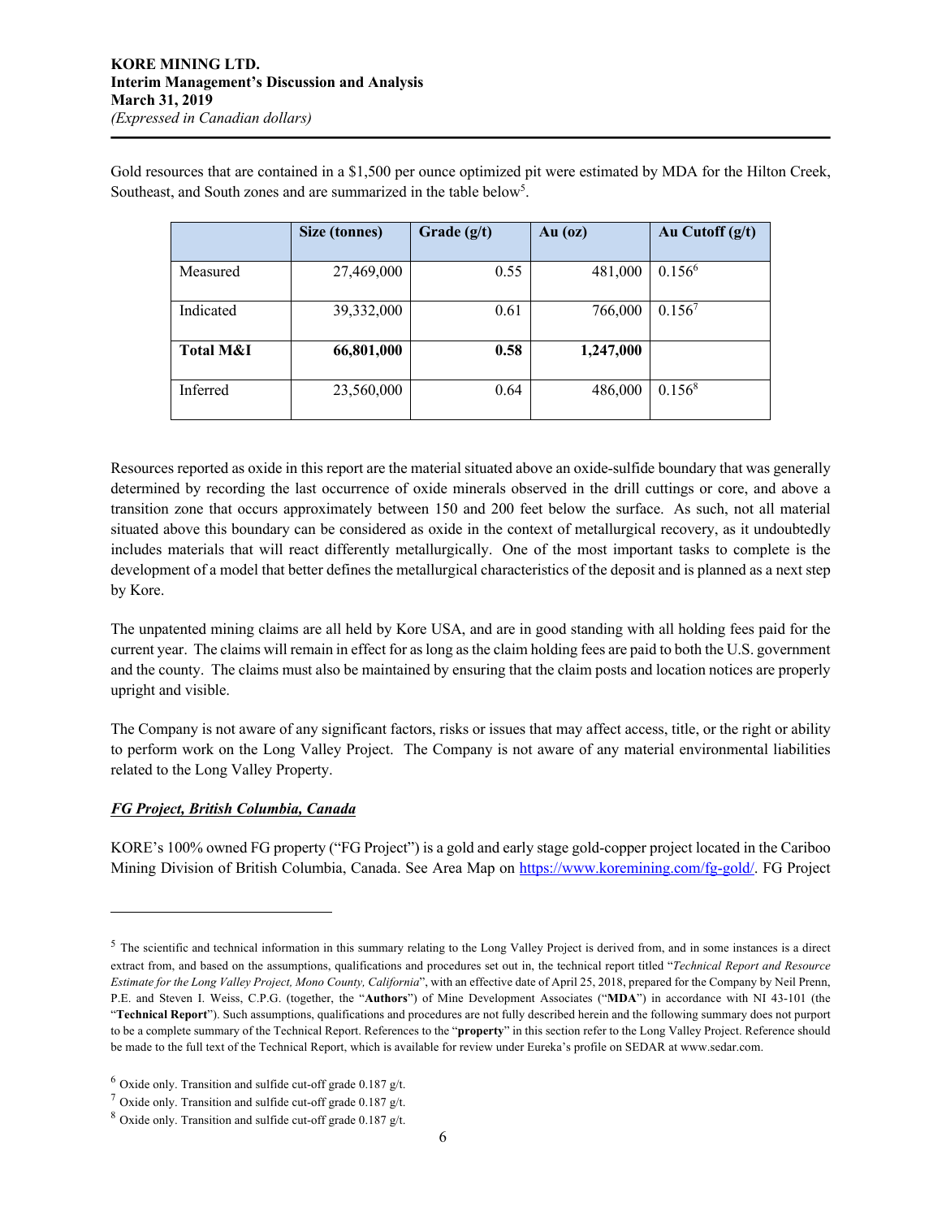Gold resources that are contained in a $1,500 per ounce optimized pit were estimated by MDA for the Hilton Creek, Southeast, and South zones and are summarized in the table below[5].

| | Size (tonnes) | Grade (g/t) | Au (oz) | Au Cutoff (g/t) |
|---|---|---|---|---|
| Measured | 27,469,000 | 0.55 | 481,000 | 0.156[6] |
| Indicated | 39,332,000 | 0.61 | 766,000 | 0.156[7] |
| **Total M&I** | **66,801,000** | **0.58** | **1,247,000** | |
| Inferred | 23,560,000 | 0.64 | 486,000 | 0.156[8] |

Resources reported as oxide in this report are the material situated above an oxide-sulfide boundary that was generally determined by recording the last occurrence of oxide minerals observed in the drill cuttings or core, and above a transition zone that occurs approximately between 150 and 200 feet below the surface. As such, not all material situated above this boundary can be considered as oxide in the context of metallurgical recovery, as it undoubtedly includes materials that will react differently metallurgically. One of the most important tasks to complete is the development of a model that better defines the metallurgical characteristics of the deposit and is planned as a next step by Kore.

The unpatented mining claims are all held by Kore USA, and are in good standing with all holding fees paid for the current year. The claims will remain in effect for as long as the claim holding fees are paid to both the U.S. government and the county. The claims must also be maintained by ensuring that the claim posts and location notices are properly upright and visible.

The Company is not aware of any significant factors, risks or issues that may affect access, title, or the right or ability to perform work on the Long Valley Project. The Company is not aware of any material environmental liabilities related to the Long Valley Property.

### ***FG Project, British Columbia, Canada***

KORE's 100% owned FG property ("FG Project") is a gold and early stage gold-copper project located in the Cariboo Mining Division of British Columbia, Canada. See Area Map on https://www.koremining.com/fg-gold/. FG Project

---

[5] The scientific and technical information in this summary relating to the Long Valley Project is derived from, and in some instances is a direct extract from, and based on the assumptions, qualifications and procedures set out in, the technical report titled "*Technical Report and Resource Estimate for the Long Valley Project, Mono County, California*", with an effective date of April 25, 2018, prepared for the Company by Neil Prenn, P.E. and Steven I. Weiss, C.P.G. (together, the "**Authors**") of Mine Development Associates ("**MDA**") in accordance with NI 43-101 (the "**Technical Report**"). Such assumptions, qualifications and procedures are not fully described herein and the following summary does not purport to be a complete summary of the Technical Report. References to the "**property**" in this section refer to the Long Valley Project. Reference should be made to the full text of the Technical Report, which is available for review under Eureka's profile on SEDAR at www.sedar.com.

[6] Oxide only. Transition and sulfide cut-off grade 0.187 g/t.

[7] Oxide only. Transition and sulfide cut-off grade 0.187 g/t.

[8] Oxide only. Transition and sulfide cut-off grade 0.187 g/t.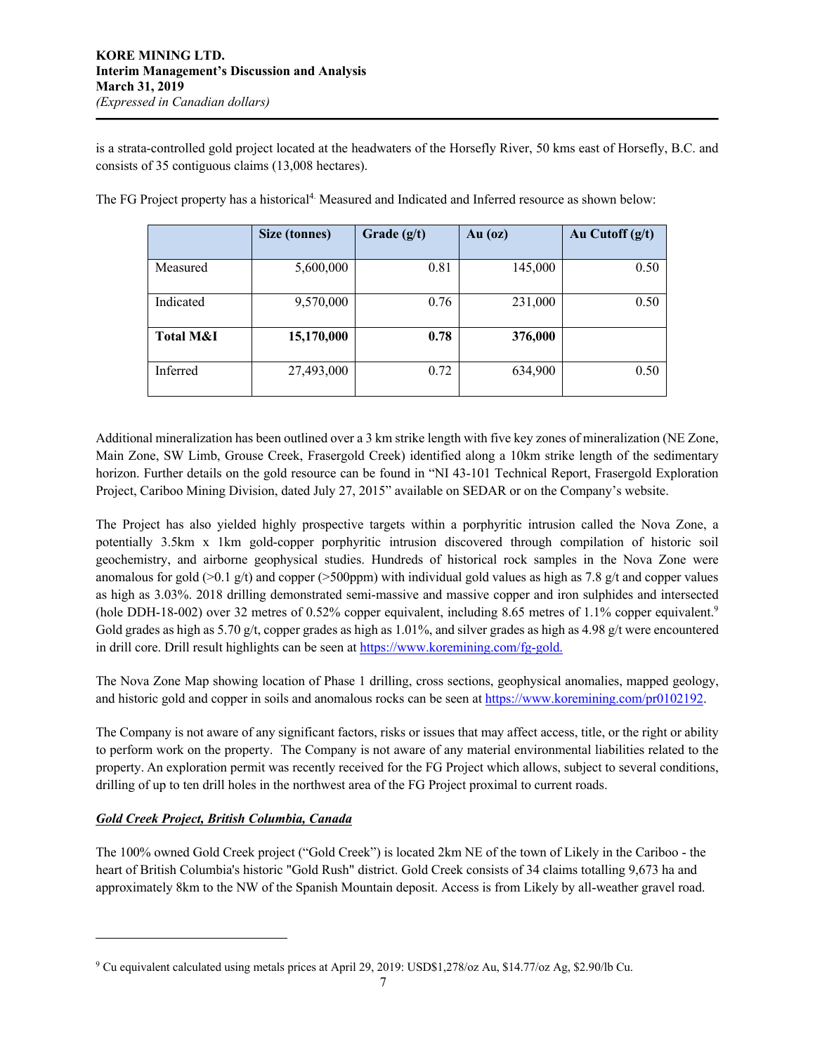is a strata-controlled gold project located at the headwaters of the Horsefly River, 50 kms east of Horsefly, B.C. and consists of 35 contiguous claims (13,008 hectares).

The FG Project property has a historical[4] Measured and Indicated and Inferred resource as shown below:

| | Size (tonnes) | Grade (g/t) | Au (oz) | Au Cutoff (g/t) |
|---|---|---|---|---|
| Measured | 5,600,000 | 0.81 | 145,000 | 0.50 |
| Indicated | 9,570,000 | 0.76 | 231,000 | 0.50 |
| **Total M&I** | **15,170,000** | **0.78** | **376,000** | |
| Inferred | 27,493,000 | 0.72 | 634,900 | 0.50 |

Additional mineralization has been outlined over a 3 km strike length with five key zones of mineralization (NE Zone, Main Zone, SW Limb, Grouse Creek, Frasergold Creek) identified along a 10km strike length of the sedimentary horizon. Further details on the gold resource can be found in "NI 43-101 Technical Report, Frasergold Exploration Project, Cariboo Mining Division, dated July 27, 2015" available on SEDAR or on the Company's website.

The Project has also yielded highly prospective targets within a porphyritic intrusion called the Nova Zone, a potentially 3.5km x 1km gold-copper porphyritic intrusion discovered through compilation of historic soil geochemistry, and airborne geophysical studies. Hundreds of historical rock samples in the Nova Zone were anomalous for gold (>0.1 g/t) and copper (>500ppm) with individual gold values as high as 7.8 g/t and copper values as high as 3.03%. 2018 drilling demonstrated semi-massive and massive copper and iron sulphides and intersected (hole DDH-18-002) over 32 metres of 0.52% copper equivalent, including 8.65 metres of 1.1% copper equivalent.[9] Gold grades as high as 5.70 g/t, copper grades as high as 1.01%, and silver grades as high as 4.98 g/t were encountered in drill core. Drill result highlights can be seen at https://www.koremining.com/fg-gold.

The Nova Zone Map showing location of Phase 1 drilling, cross sections, geophysical anomalies, mapped geology, and historic gold and copper in soils and anomalous rocks can be seen at https://www.koremining.com/pr0102192.

The Company is not aware of any significant factors, risks or issues that may affect access, title, or the right or ability to perform work on the property. The Company is not aware of any material environmental liabilities related to the property. An exploration permit was recently received for the FG Project which allows, subject to several conditions, drilling of up to ten drill holes in the northwest area of the FG Project proximal to current roads.

***Gold Creek Project, British Columbia, Canada***

The 100% owned Gold Creek project ("Gold Creek") is located 2km NE of the town of Likely in the Cariboo - the heart of British Columbia's historic "Gold Rush" district. Gold Creek consists of 34 claims totalling 9,673 ha and approximately 8km to the NW of the Spanish Mountain deposit. Access is from Likely by all-weather gravel road.

---

[9] Cu equivalent calculated using metals prices at April 29, 2019: USD$1,278/oz Au, $14.77/oz Ag, $2.90/lb Cu.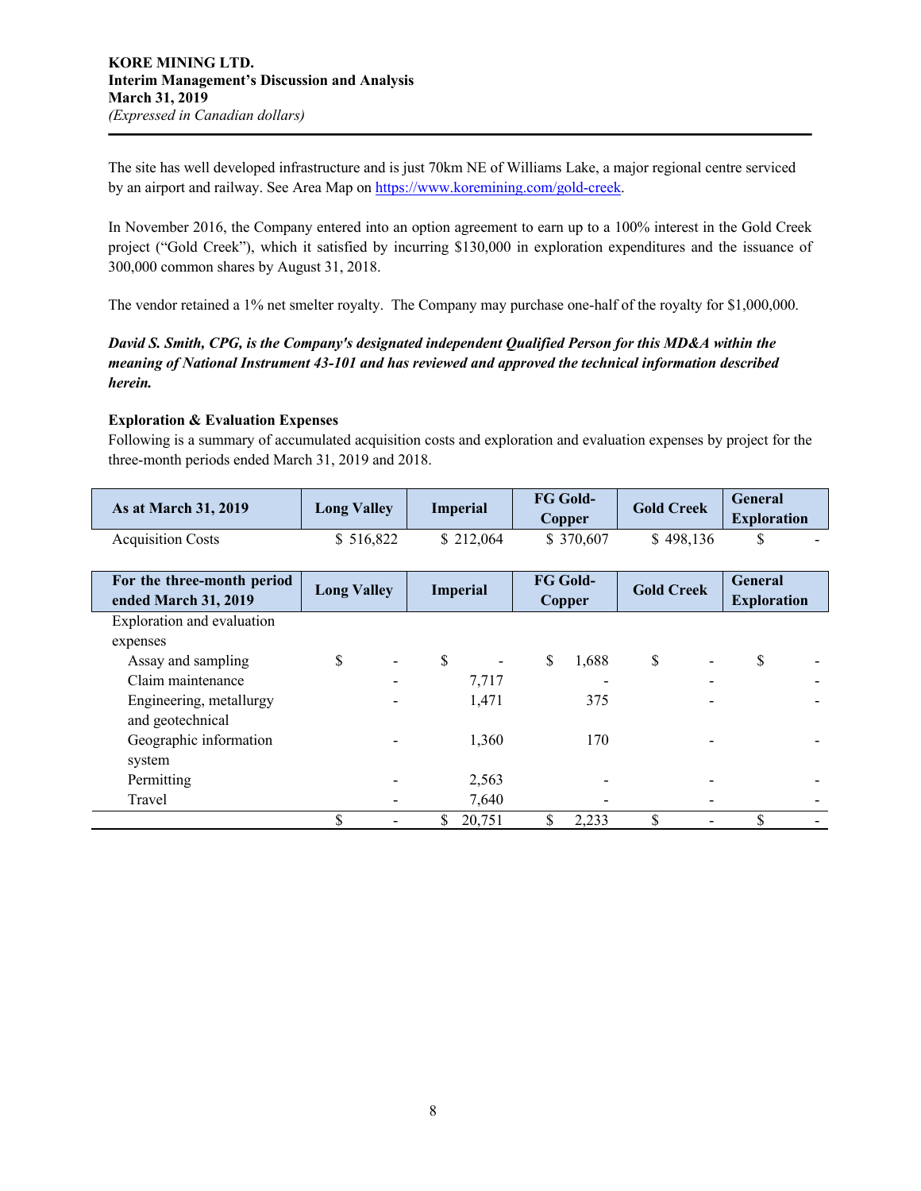**KORE MINING LTD.**
**Interim Management's Discussion and Analysis**
**March 31, 2019**
*(Expressed in Canadian dollars)*

The site has well developed infrastructure and is just 70km NE of Williams Lake, a major regional centre serviced by an airport and railway. See Area Map on https://www.koremining.com/gold-creek.

In November 2016, the Company entered into an option agreement to earn up to a 100% interest in the Gold Creek project ("Gold Creek"), which it satisfied by incurring $130,000 in exploration expenditures and the issuance of 300,000 common shares by August 31, 2018.

The vendor retained a 1% net smelter royalty. The Company may purchase one-half of the royalty for $1,000,000.

***David S. Smith, CPG, is the Company's designated independent Qualified Person for this MD&A within the meaning of National Instrument 43-101 and has reviewed and approved the technical information described herein.***

**Exploration & Evaluation Expenses**

Following is a summary of accumulated acquisition costs and exploration and evaluation expenses by project for the three-month periods ended March 31, 2019 and 2018.

| As at March 31, 2019 | Long Valley | Imperial | FG Gold-Copper | Gold Creek | General Exploration |
|---|---|---|---|---|---|
| Acquisition Costs | $ 516,822 | $ 212,064 | $ 370,607 | $ 498,136 | $ - |

| For the three-month period ended March 31, 2019 | Long Valley | Imperial | FG Gold-Copper | Gold Creek | General Exploration |
|---|---|---|---|---|---|
| Exploration and evaluation expenses | | | | | |
| Assay and sampling | $ - | $ - | $ 1,688 | $ - | $ - |
| Claim maintenance | - | 7,717 | - | - | - |
| Engineering, metallurgy and geotechnical | - | 1,471 | 375 | - | - |
| Geographic information system | - | 1,360 | 170 | - | - |
| Permitting | - | 2,563 | - | - | - |
| Travel | - | 7,640 | - | - | - |
| | $ - | $ 20,751 | $ 2,233 | $ - | $ - |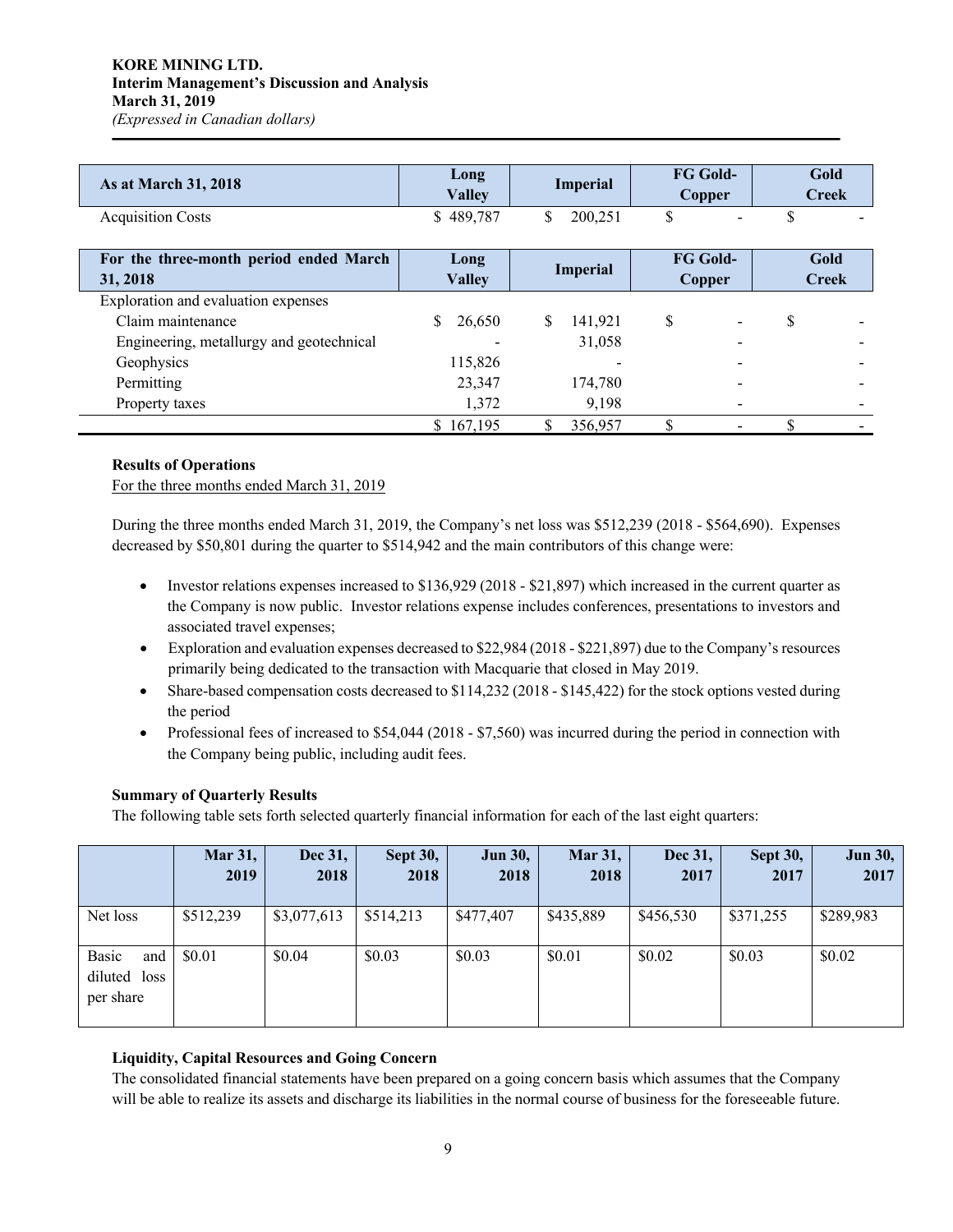| As at March 31, 2018 | Long Valley | Imperial | FG Gold-Copper | Gold Creek |
|---|---|---|---|---|
| Acquisition Costs | $ 489,787 | $ 200,251 | $ - | $ - |

| For the three-month period ended March 31, 2018 | Long Valley | Imperial | FG Gold-Copper | Gold Creek |
|---|---|---|---|---|
| Exploration and evaluation expenses | | | | |
| Claim maintenance | $ 26,650 | $ 141,921 | $ - | $ - |
| Engineering, metallurgy and geotechnical | - | 31,058 | - | - |
| Geophysics | 115,826 | - | - | - |
| Permitting | 23,347 | 174,780 | - | - |
| Property taxes | 1,372 | 9,198 | - | - |
| | $ 167,195 | $ 356,957 | $ - | $ - |

**Results of Operations**

For the three months ended March 31, 2019

During the three months ended March 31, 2019, the Company's net loss was $512,239 (2018 - $564,690). Expenses decreased by $50,801 during the quarter to $514,942 and the main contributors of this change were:

- Investor relations expenses increased to $136,929 (2018 - $21,897) which increased in the current quarter as the Company is now public. Investor relations expense includes conferences, presentations to investors and associated travel expenses;
- Exploration and evaluation expenses decreased to $22,984 (2018 - $221,897) due to the Company's resources primarily being dedicated to the transaction with Macquarie that closed in May 2019.
- Share-based compensation costs decreased to $114,232 (2018 - $145,422) for the stock options vested during the period
- Professional fees of increased to $54,044 (2018 - $7,560) was incurred during the period in connection with the Company being public, including audit fees.

**Summary of Quarterly Results**

The following table sets forth selected quarterly financial information for each of the last eight quarters:

| | Mar 31, 2019 | Dec 31, 2018 | Sept 30, 2018 | Jun 30, 2018 | Mar 31, 2018 | Dec 31, 2017 | Sept 30, 2017 | Jun 30, 2017 |
|---|---|---|---|---|---|---|---|---|
| Net loss | $512,239 | $3,077,613 | $514,213 | $477,407 | $435,889 | $456,530 | $371,255 | $289,983 |
| Basic and diluted loss per share | $0.01 | $0.04 | $0.03 | $0.03 | $0.01 | $0.02 | $0.03 | $0.02 |

**Liquidity, Capital Resources and Going Concern**

The consolidated financial statements have been prepared on a going concern basis which assumes that the Company will be able to realize its assets and discharge its liabilities in the normal course of business for the foreseeable future.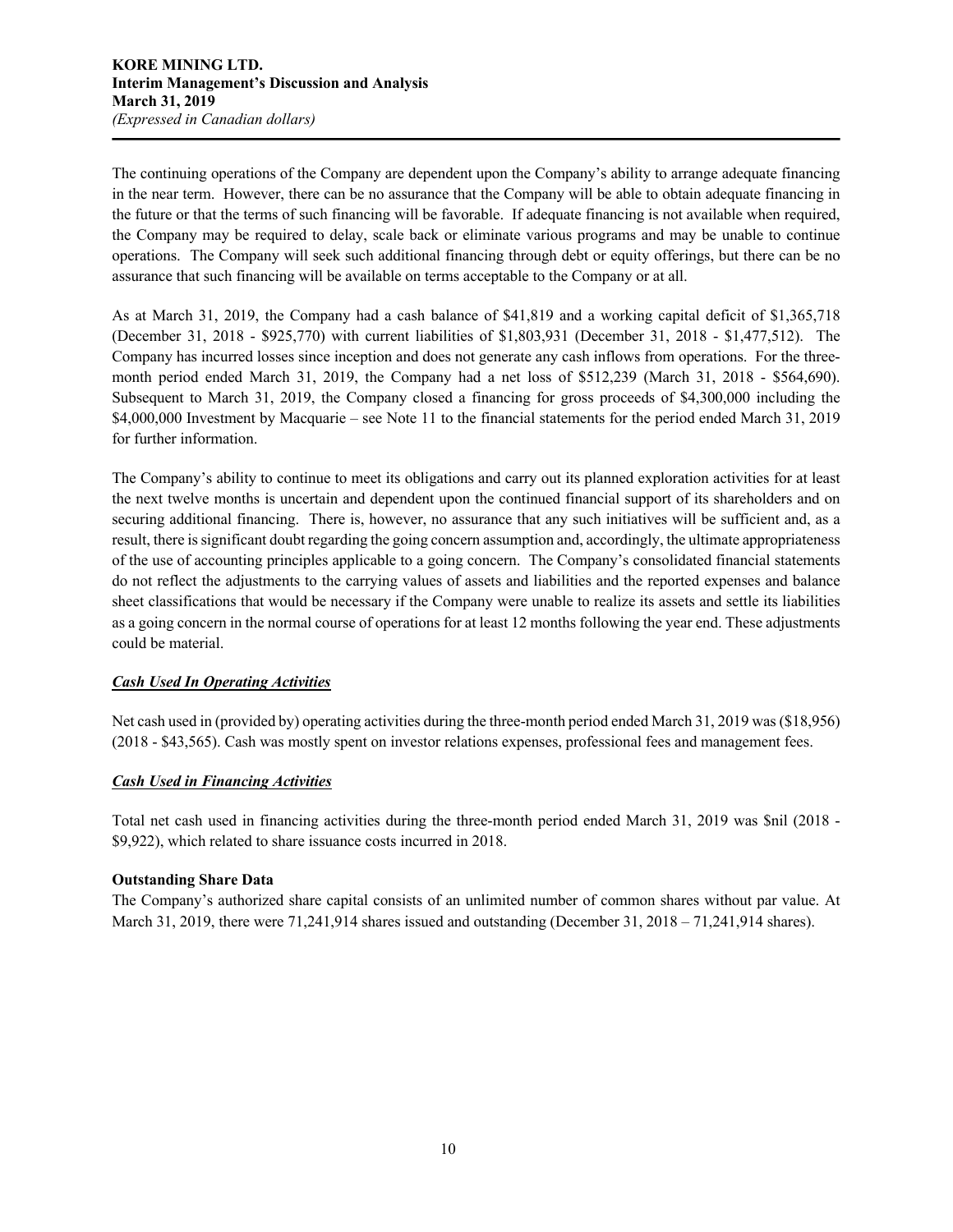The continuing operations of the Company are dependent upon the Company's ability to arrange adequate financing in the near term. However, there can be no assurance that the Company will be able to obtain adequate financing in the future or that the terms of such financing will be favorable. If adequate financing is not available when required, the Company may be required to delay, scale back or eliminate various programs and may be unable to continue operations. The Company will seek such additional financing through debt or equity offerings, but there can be no assurance that such financing will be available on terms acceptable to the Company or at all.

As at March 31, 2019, the Company had a cash balance of $41,819 and a working capital deficit of $1,365,718 (December 31, 2018 - $925,770) with current liabilities of $1,803,931 (December 31, 2018 - $1,477,512). The Company has incurred losses since inception and does not generate any cash inflows from operations. For the three-month period ended March 31, 2019, the Company had a net loss of $512,239 (March 31, 2018 - $564,690). Subsequent to March 31, 2019, the Company closed a financing for gross proceeds of $4,300,000 including the $4,000,000 Investment by Macquarie – see Note 11 to the financial statements for the period ended March 31, 2019 for further information.

The Company's ability to continue to meet its obligations and carry out its planned exploration activities for at least the next twelve months is uncertain and dependent upon the continued financial support of its shareholders and on securing additional financing. There is, however, no assurance that any such initiatives will be sufficient and, as a result, there is significant doubt regarding the going concern assumption and, accordingly, the ultimate appropriateness of the use of accounting principles applicable to a going concern. The Company's consolidated financial statements do not reflect the adjustments to the carrying values of assets and liabilities and the reported expenses and balance sheet classifications that would be necessary if the Company were unable to realize its assets and settle its liabilities as a going concern in the normal course of operations for at least 12 months following the year end. These adjustments could be material.

***Cash Used In Operating Activities***

Net cash used in (provided by) operating activities during the three-month period ended March 31, 2019 was ($18,956) (2018 - $43,565). Cash was mostly spent on investor relations expenses, professional fees and management fees.

***Cash Used in Financing Activities***

Total net cash used in financing activities during the three-month period ended March 31, 2019 was $nil (2018 - $9,922), which related to share issuance costs incurred in 2018.

**Outstanding Share Data**

The Company's authorized share capital consists of an unlimited number of common shares without par value. At March 31, 2019, there were 71,241,914 shares issued and outstanding (December 31, 2018 – 71,241,914 shares).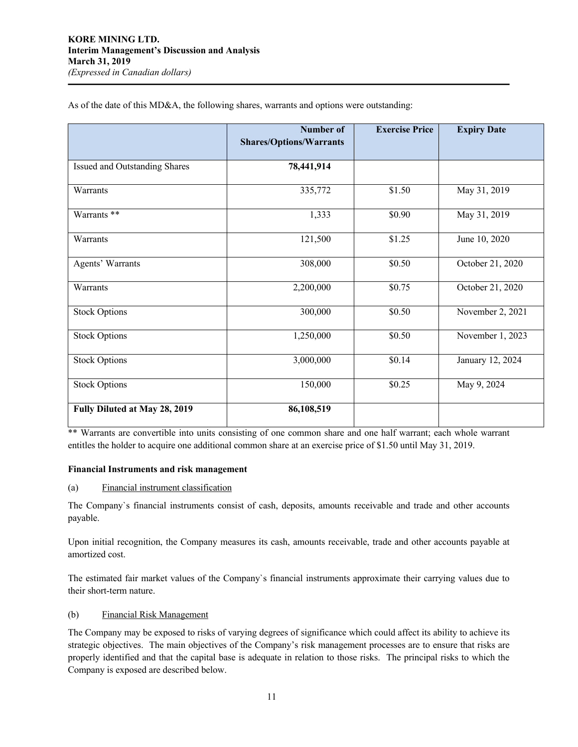As of the date of this MD&A, the following shares, warrants and options were outstanding:

| | Number of Shares/Options/Warrants | Exercise Price | Expiry Date |
|---|---|---|---|
| Issued and Outstanding Shares | **78,441,914** | | |
| Warrants | 335,772 | $1.50 | May 31, 2019 |
| Warrants ** | 1,333 | $0.90 | May 31, 2019 |
| Warrants | 121,500 | $1.25 | June 10, 2020 |
| Agents' Warrants | 308,000 | $0.50 | October 21, 2020 |
| Warrants | 2,200,000 | $0.75 | October 21, 2020 |
| Stock Options | 300,000 | $0.50 | November 2, 2021 |
| Stock Options | 1,250,000 | $0.50 | November 1, 2023 |
| Stock Options | 3,000,000 | $0.14 | January 12, 2024 |
| Stock Options | 150,000 | $0.25 | May 9, 2024 |
| **Fully Diluted at May 28, 2019** | **86,108,519** | | |

** Warrants are convertible into units consisting of one common share and one half warrant; each whole warrant entitles the holder to acquire one additional common share at an exercise price of $1.50 until May 31, 2019.

**Financial Instruments and risk management**

(a) Financial instrument classification

The Company`s financial instruments consist of cash, deposits, amounts receivable and trade and other accounts payable.

Upon initial recognition, the Company measures its cash, amounts receivable, trade and other accounts payable at amortized cost.

The estimated fair market values of the Company`s financial instruments approximate their carrying values due to their short-term nature.

(b) Financial Risk Management

The Company may be exposed to risks of varying degrees of significance which could affect its ability to achieve its strategic objectives. The main objectives of the Company's risk management processes are to ensure that risks are properly identified and that the capital base is adequate in relation to those risks. The principal risks to which the Company is exposed are described below.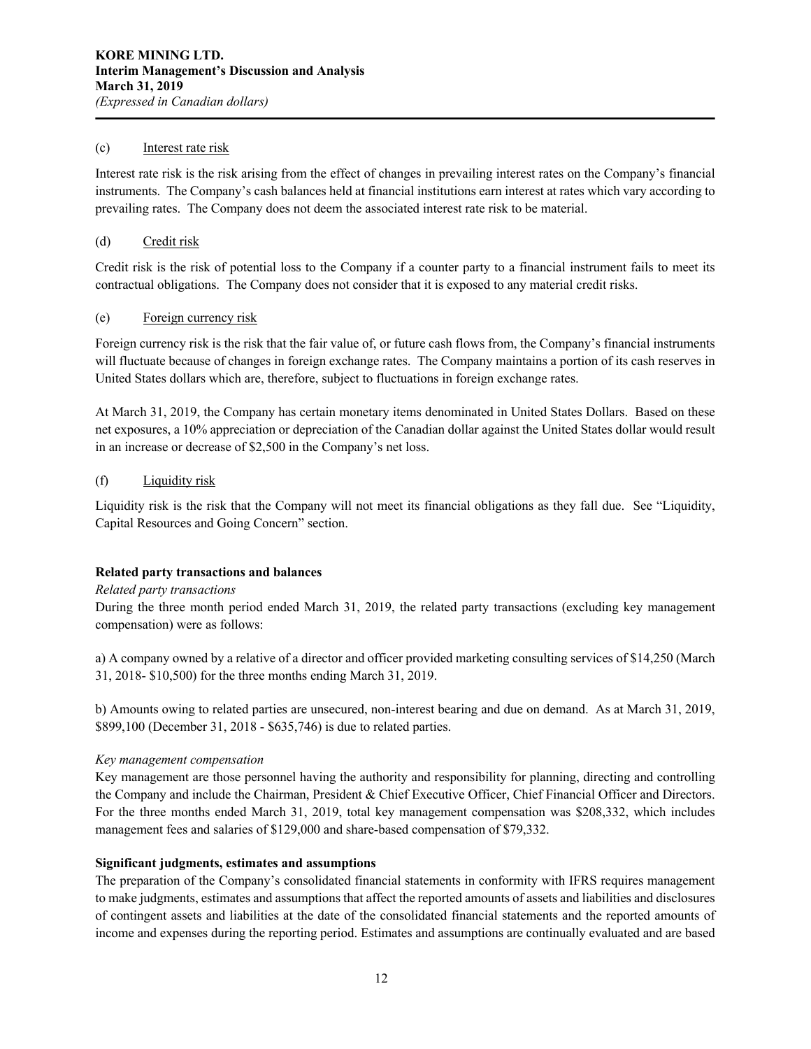(c) Interest rate risk

Interest rate risk is the risk arising from the effect of changes in prevailing interest rates on the Company's financial instruments. The Company's cash balances held at financial institutions earn interest at rates which vary according to prevailing rates. The Company does not deem the associated interest rate risk to be material.

(d) Credit risk

Credit risk is the risk of potential loss to the Company if a counter party to a financial instrument fails to meet its contractual obligations. The Company does not consider that it is exposed to any material credit risks.

(e) Foreign currency risk

Foreign currency risk is the risk that the fair value of, or future cash flows from, the Company's financial instruments will fluctuate because of changes in foreign exchange rates. The Company maintains a portion of its cash reserves in United States dollars which are, therefore, subject to fluctuations in foreign exchange rates.

At March 31, 2019, the Company has certain monetary items denominated in United States Dollars. Based on these net exposures, a 10% appreciation or depreciation of the Canadian dollar against the United States dollar would result in an increase or decrease of $2,500 in the Company's net loss.

(f) Liquidity risk

Liquidity risk is the risk that the Company will not meet its financial obligations as they fall due. See "Liquidity, Capital Resources and Going Concern" section.

**Related party transactions and balances**

*Related party transactions*

During the three month period ended March 31, 2019, the related party transactions (excluding key management compensation) were as follows:

a) A company owned by a relative of a director and officer provided marketing consulting services of $14,250 (March 31, 2018- $10,500) for the three months ending March 31, 2019.

b) Amounts owing to related parties are unsecured, non-interest bearing and due on demand. As at March 31, 2019, $899,100 (December 31, 2018 - $635,746) is due to related parties.

*Key management compensation*

Key management are those personnel having the authority and responsibility for planning, directing and controlling the Company and include the Chairman, President & Chief Executive Officer, Chief Financial Officer and Directors. For the three months ended March 31, 2019, total key management compensation was $208,332, which includes management fees and salaries of $129,000 and share-based compensation of $79,332.

**Significant judgments, estimates and assumptions**

The preparation of the Company's consolidated financial statements in conformity with IFRS requires management to make judgments, estimates and assumptions that affect the reported amounts of assets and liabilities and disclosures of contingent assets and liabilities at the date of the consolidated financial statements and the reported amounts of income and expenses during the reporting period. Estimates and assumptions are continually evaluated and are based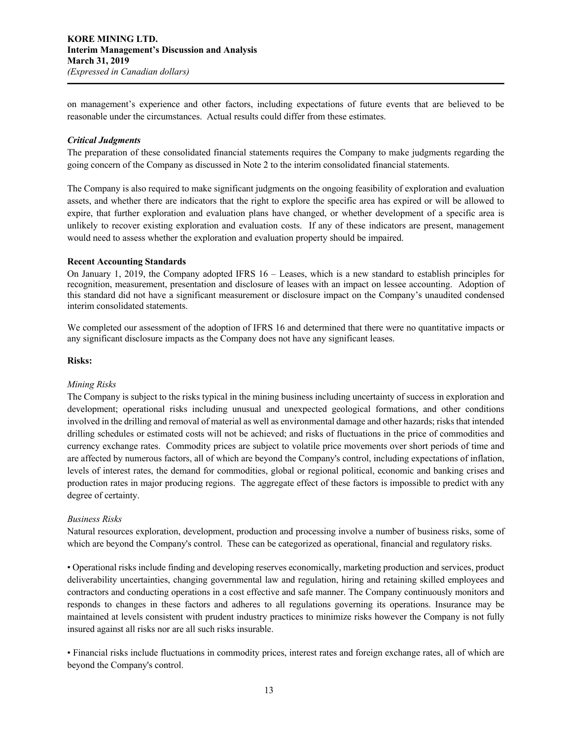on management's experience and other factors, including expectations of future events that are believed to be reasonable under the circumstances. Actual results could differ from these estimates.

***Critical Judgments***

The preparation of these consolidated financial statements requires the Company to make judgments regarding the going concern of the Company as discussed in Note 2 to the interim consolidated financial statements.

The Company is also required to make significant judgments on the ongoing feasibility of exploration and evaluation assets, and whether there are indicators that the right to explore the specific area has expired or will be allowed to expire, that further exploration and evaluation plans have changed, or whether development of a specific area is unlikely to recover existing exploration and evaluation costs. If any of these indicators are present, management would need to assess whether the exploration and evaluation property should be impaired.

**Recent Accounting Standards**

On January 1, 2019, the Company adopted IFRS 16 – Leases, which is a new standard to establish principles for recognition, measurement, presentation and disclosure of leases with an impact on lessee accounting. Adoption of this standard did not have a significant measurement or disclosure impact on the Company's unaudited condensed interim consolidated statements.

We completed our assessment of the adoption of IFRS 16 and determined that there were no quantitative impacts or any significant disclosure impacts as the Company does not have any significant leases.

**Risks:**

*Mining Risks*

The Company is subject to the risks typical in the mining business including uncertainty of success in exploration and development; operational risks including unusual and unexpected geological formations, and other conditions involved in the drilling and removal of material as well as environmental damage and other hazards; risks that intended drilling schedules or estimated costs will not be achieved; and risks of fluctuations in the price of commodities and currency exchange rates. Commodity prices are subject to volatile price movements over short periods of time and are affected by numerous factors, all of which are beyond the Company's control, including expectations of inflation, levels of interest rates, the demand for commodities, global or regional political, economic and banking crises and production rates in major producing regions. The aggregate effect of these factors is impossible to predict with any degree of certainty.

*Business Risks*

Natural resources exploration, development, production and processing involve a number of business risks, some of which are beyond the Company's control. These can be categorized as operational, financial and regulatory risks.

• Operational risks include finding and developing reserves economically, marketing production and services, product deliverability uncertainties, changing governmental law and regulation, hiring and retaining skilled employees and contractors and conducting operations in a cost effective and safe manner. The Company continuously monitors and responds to changes in these factors and adheres to all regulations governing its operations. Insurance may be maintained at levels consistent with prudent industry practices to minimize risks however the Company is not fully insured against all risks nor are all such risks insurable.

• Financial risks include fluctuations in commodity prices, interest rates and foreign exchange rates, all of which are beyond the Company's control.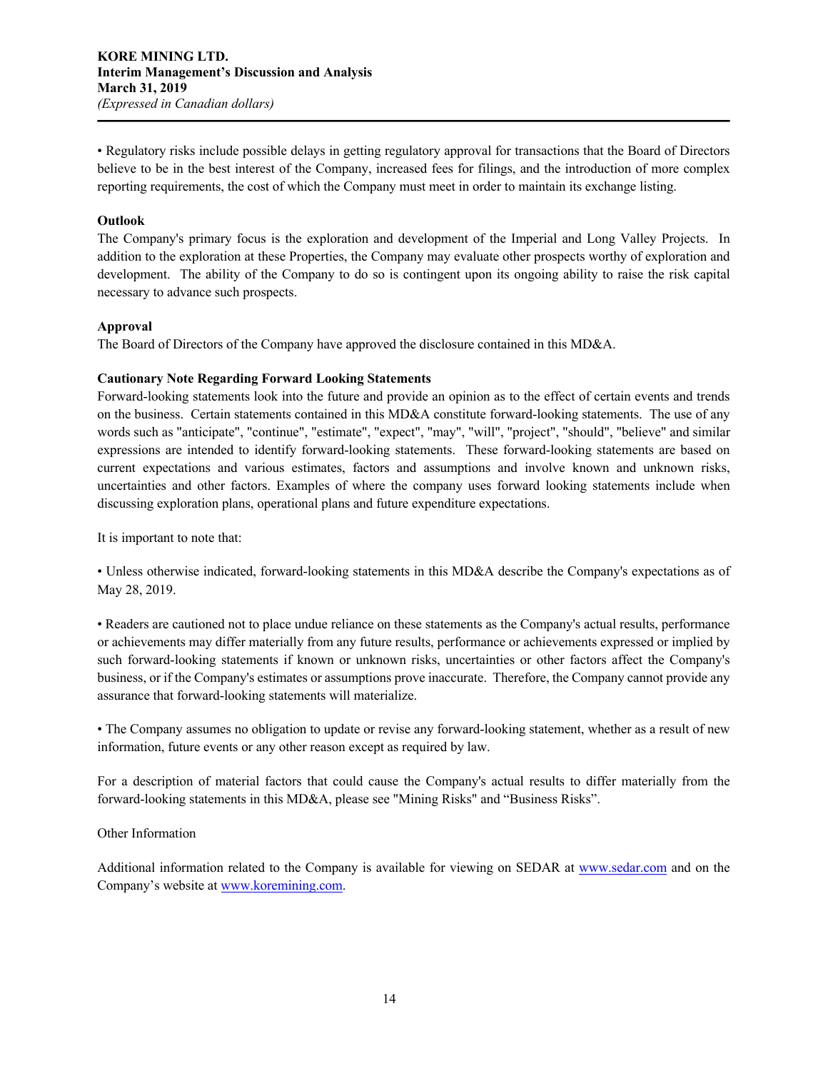• Regulatory risks include possible delays in getting regulatory approval for transactions that the Board of Directors believe to be in the best interest of the Company, increased fees for filings, and the introduction of more complex reporting requirements, the cost of which the Company must meet in order to maintain its exchange listing.

**Outlook**

The Company's primary focus is the exploration and development of the Imperial and Long Valley Projects. In addition to the exploration at these Properties, the Company may evaluate other prospects worthy of exploration and development. The ability of the Company to do so is contingent upon its ongoing ability to raise the risk capital necessary to advance such prospects.

**Approval**

The Board of Directors of the Company have approved the disclosure contained in this MD&A.

**Cautionary Note Regarding Forward Looking Statements**

Forward-looking statements look into the future and provide an opinion as to the effect of certain events and trends on the business. Certain statements contained in this MD&A constitute forward-looking statements. The use of any words such as "anticipate", "continue", "estimate", "expect", "may", "will", "project", "should", "believe" and similar expressions are intended to identify forward-looking statements. These forward-looking statements are based on current expectations and various estimates, factors and assumptions and involve known and unknown risks, uncertainties and other factors. Examples of where the company uses forward looking statements include when discussing exploration plans, operational plans and future expenditure expectations.

It is important to note that:

• Unless otherwise indicated, forward-looking statements in this MD&A describe the Company's expectations as of May 28, 2019.

• Readers are cautioned not to place undue reliance on these statements as the Company's actual results, performance or achievements may differ materially from any future results, performance or achievements expressed or implied by such forward-looking statements if known or unknown risks, uncertainties or other factors affect the Company's business, or if the Company's estimates or assumptions prove inaccurate. Therefore, the Company cannot provide any assurance that forward-looking statements will materialize.

• The Company assumes no obligation to update or revise any forward-looking statement, whether as a result of new information, future events or any other reason except as required by law.

For a description of material factors that could cause the Company's actual results to differ materially from the forward-looking statements in this MD&A, please see "Mining Risks" and "Business Risks".

Other Information

Additional information related to the Company is available for viewing on SEDAR at www.sedar.com and on the Company's website at www.koremining.com.